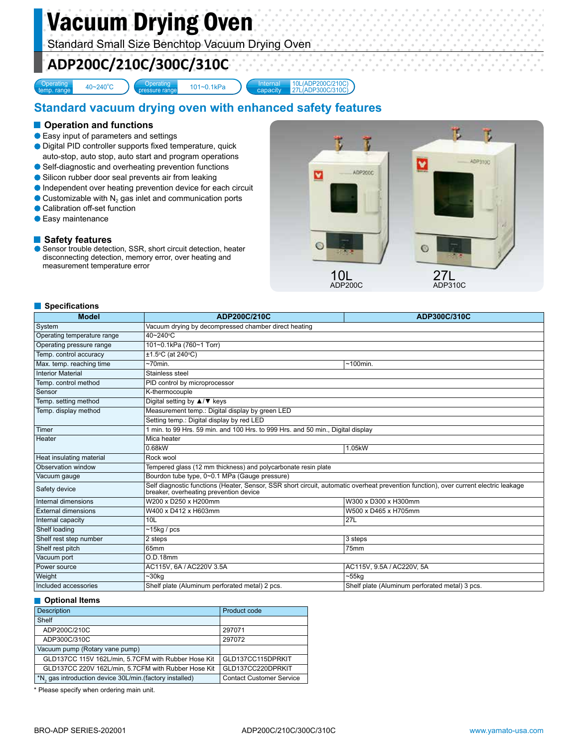# Vacuum Drying Oven

Standard Small Size Benchtop Vacuum Drying Oven

## ADP200C/210C/300C/310C

| Operating temp. range | 40~240°C | Operating pressure range | 101~0.1kPa | Internal capacity | 10L(ADP200C/210C) 27L(ADP300C/310C) |
|---|---|---|---|---|---|

## Standard vacuum drying oven with enhanced safety features

### Operation and functions

- Easy input of parameters and settings
- Digital PID controller supports fixed temperature, quick auto-stop, auto stop, auto start and program operations
- Self-diagnostic and overheating prevention functions
- Silicon rubber door seal prevents air from leaking
- Independent over heating prevention device for each circuit
- Customizable with $N_2$ gas inlet and communication ports
- Calibration off-set function
- Easy maintenance

### Safety features

- Sensor trouble detection, SSR, short circuit detection, heater disconnecting detection, memory error, over heating and measurement temperature error

10L ADP200C

27L ADP310C

### Specifications

| Model | ADP200C/210C | ADP300C/310C |
|---|---|---|
| System | Vacuum drying by decompressed chamber direct heating | |
| Operating temperature range | 40~240°C | |
| Operating pressure range | 101~0.1kPa (760~1 Torr) | |
| Temp. control accuracy | ±1.5°C (at 240°C) | |
| Max. temp. reaching time | ~70min. | ~100min. |
| Interior Material | Stainless steel | |
| Temp. control method | PID control by microprocessor | |
| Sensor | K-thermocouple | |
| Temp. setting method | Digital setting by ▲/▼ keys | |
| Temp. display method | Measurement temp.: Digital display by green LED | |
| | Setting temp.: Digital display by red LED | |
| Timer | 1 min. to 99 Hrs. 59 min. and 100 Hrs. to 999 Hrs. and 50 min., Digital display | |
| Heater | Mica heater | |
| | 0.68kW | 1.05kW |
| Heat insulating material | Rock wool | |
| Observation window | Tempered glass (12 mm thickness) and polycarbonate resin plate | |
| Vacuum gauge | Bourdon tube type, 0~0.1 MPa (Gauge pressure) | |
| Safety device | Self diagnostic functions (Heater, Sensor, SSR short circuit, automatic overheat prevention function), over current electric leakage breaker, overheating prevention device | |
| Internal dimensions | W200 x D250 x H200mm | W300 x D300 x H300mm |
| External dimensions | W400 x D412 x H603mm | W500 x D465 x H705mm |
| Internal capacity | 10L | 27L |
| Shelf loading | ~15kg / pcs | |
| Shelf rest step number | 2 steps | 3 steps |
| Shelf rest pitch | 65mm | 75mm |
| Vacuum port | O.D.18mm | |
| Power source | AC115V, 6A / AC220V 3.5A | AC115V, 9.5A / AC220V, 5A |
| Weight | ~30kg | ~55kg |
| Included accessories | Shelf plate (Aluminum perforated metal) 2 pcs. | Shelf plate (Aluminum perforated metal) 3 pcs. |

### Optional Items

| Description | Product code |
|---|---|
| Shelf | |
| ADP200C/210C | 297071 |
| ADP300C/310C | 297072 |
| Vacuum pump (Rotary vane pump) | |
| GLD137CC 115V 162L/min, 5.7CFM with Rubber Hose Kit | GLD137CC115DPRKIT |
| GLD137CC 220V 162L/min, 5.7CFM with Rubber Hose Kit | GLD137CC220DPRKIT |
| *$N_2$ gas introduction device 30L/min.(factory installed) | Contact Customer Service |

* Please specify when ordering main unit.

BRO-ADP SERIES-202001 ADP200C/210C/300C/310C www.yamato-usa.com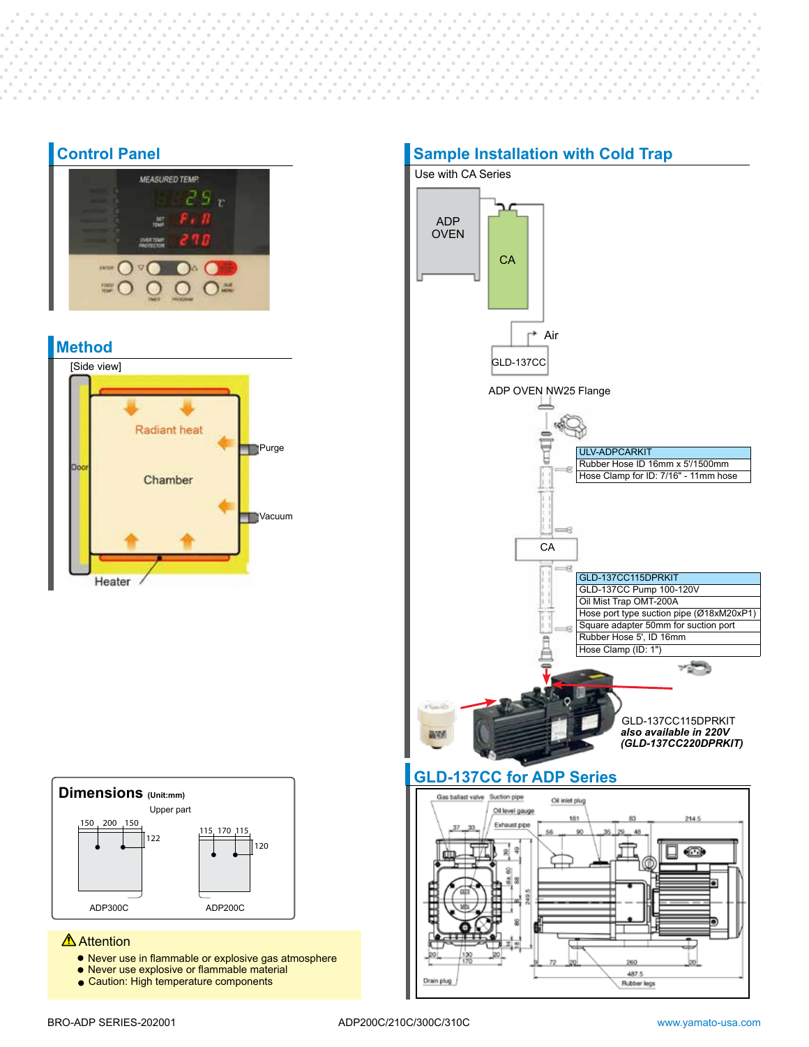## Control Panel

MEASURED TEMP.

25 ℃

SET TEMP.

OVER TEMP. PROTECTOR

ENTER

FIXED TEMP

TIMER

PROGRAM

SUB MENU

## Method

[Side view]

Radiant heat

Purge

Door

Chamber

Vacuum

Heater

## Dimensions (Unit:mm)

Upper part

150 200 150

122

ADP300C

115 170 115

120

ADP200C

⚠ Attention

- Never use in flammable or explosive gas atmosphere
- Never use explosive or flammable material
- Caution: High temperature components

## Sample Installation with Cold Trap

Use with CA Series

ADP OVEN

CA

Air

GLD-137CC

ADP OVEN NW25 Flange

| ULV-ADPCARKIT |
| --- |
| Rubber Hose ID 16mm x 5'/1500mm |
| Hose Clamp for ID: 7/16" - 11mm hose |

CA

| GLD-137CC115DPRKIT |
| --- |
| GLD-137CC Pump 100-120V |
| Oil Mist Trap OMT-200A |
| Hose port type suction pipe (Ø18xM20xP1) |
| Square adapter 50mm for suction port |
| Rubber Hose 5', ID 16mm |
| Hose Clamp (ID: 1") |

GLD-137CC115DPRKIT
*also available in 220V*
*(GLD-137CC220DPRKIT)*

## GLD-137CC for ADP Series

Gas ballast valve
Suction pipe
Oil inlet plug
Oil level gauge
Exhaust pipe
Drain plug
Rubber legs

37 33 181 83 214.5 56 90 35 29 48 39 49 59.60 66 249.5 86 14 18 20 130 170 20 72 20 260 20 487.5

BRO-ADP SERIES-202001

ADP200C/210C/300C/310C

www.yamato-usa.com